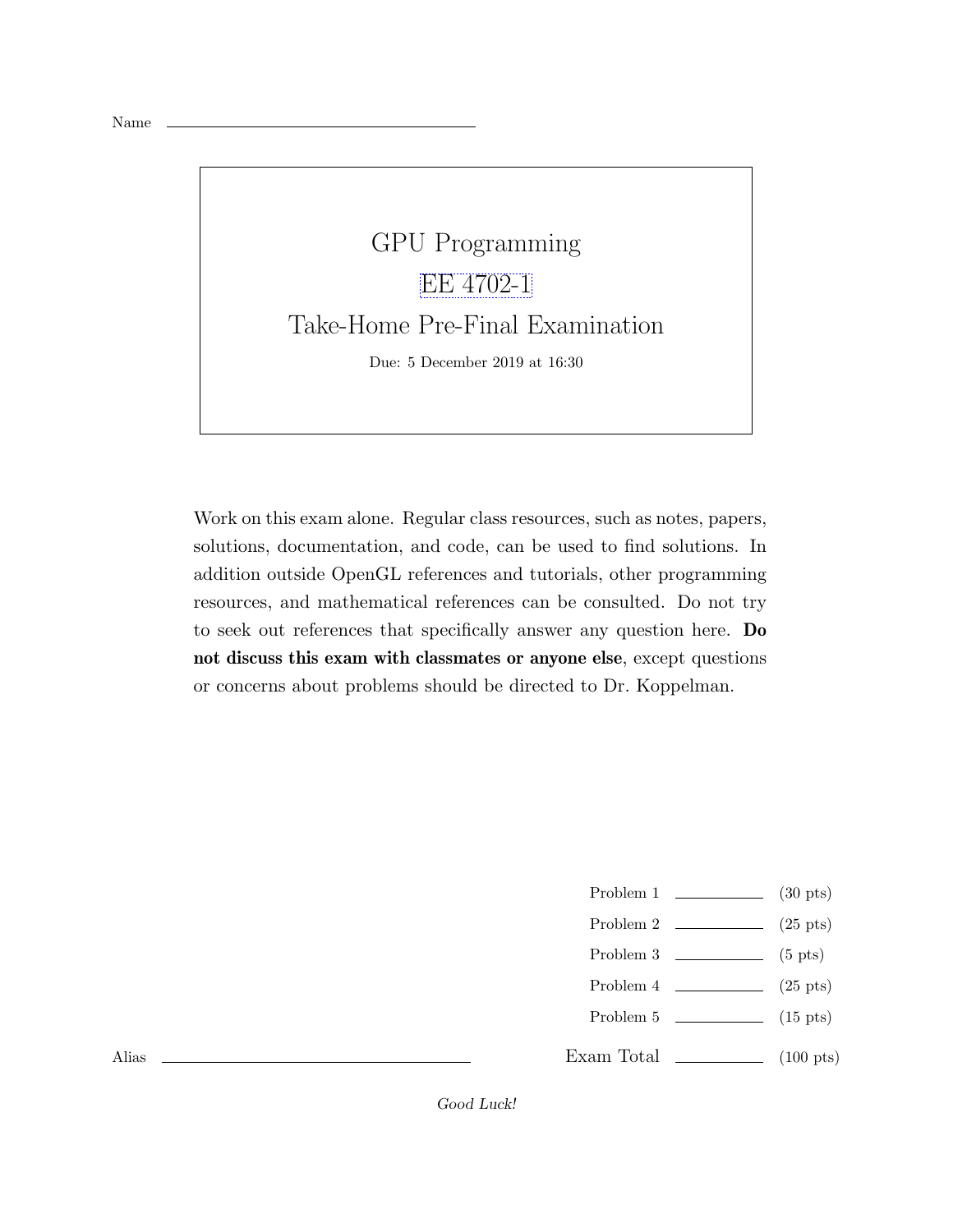Name \_\_\_\_\_\_\_\_\_\_\_\_\_\_\_\_\_\_\_\_\_\_\_\_\_\_\_\_\_\_\_\_

# GPU Programming

## EE 4702-1

## Take-Home Pre-Final Examination

Due: 5 December 2019 at 16:30

Work on this exam alone. Regular class resources, such as notes, papers, solutions, documentation, and code, can be used to find solutions. In addition outside OpenGL references and tutorials, other programming resources, and mathematical references can be consulted. Do not try to seek out references that specifically answer any question here. **Do not discuss this exam with classmates or anyone else**, except questions or concerns about problems should be directed to Dr. Koppelman.

| | | |
|---|---|---|
| Problem 1 | \_\_\_\_\_\_\_\_ | (30 pts) |
| Problem 2 | \_\_\_\_\_\_\_\_ | (25 pts) |
| Problem 3 | \_\_\_\_\_\_\_\_ | (5 pts) |
| Problem 4 | \_\_\_\_\_\_\_\_ | (25 pts) |
| Problem 5 | \_\_\_\_\_\_\_\_ | (15 pts) |
| Exam Total | \_\_\_\_\_\_\_\_ | (100 pts) |

Alias \_\_\_\_\_\_\_\_\_\_\_\_\_\_\_\_\_\_\_\_\_\_\_\_\_\_\_\_\_\_\_\_

*Good Luck!*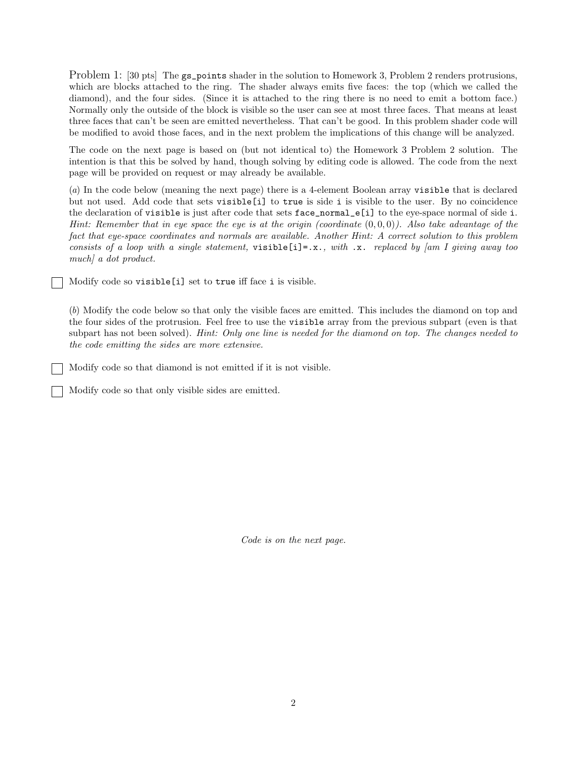Problem 1: [30 pts] The `gs_points` shader in the solution to Homework 3, Problem 2 renders protrusions, which are blocks attached to the ring. The shader always emits five faces: the top (which we called the diamond), and the four sides. (Since it is attached to the ring there is no need to emit a bottom face.) Normally only the outside of the block is visible so the user can see at most three faces. That means at least three faces that can't be seen are emitted nevertheless. That can't be good. In this problem shader code will be modified to avoid those faces, and in the next problem the implications of this change will be analyzed.

The code on the next page is based on (but not identical to) the Homework 3 Problem 2 solution. The intention is that this be solved by hand, though solving by editing code is allowed. The code from the next page will be provided on request or may already be available.

(*a*) In the code below (meaning the next page) there is a 4-element Boolean array `visible` that is declared but not used. Add code that sets `visible[i]` to `true` is side `i` is visible to the user. By no coincidence the declaration of `visible` is just after code that sets `face_normal_e[i]` to the eye-space normal of side `i`. *Hint: Remember that in eye space the eye is at the origin (coordinate $(0, 0, 0)$). Also take advantage of the fact that eye-space coordinates and normals are available. Another Hint: A correct solution to this problem consists of a loop with a single statement,* `visible[i]=.x.`*, with* `.x.` *replaced by [am I giving away too much] a dot product.*

☐ Modify code so `visible[i]` set to `true` iff face `i` is visible.

(*b*) Modify the code below so that only the visible faces are emitted. This includes the diamond on top and the four sides of the protrusion. Feel free to use the `visible` array from the previous subpart (even is that subpart has not been solved). *Hint: Only one line is needed for the diamond on top. The changes needed to the code emitting the sides are more extensive.*

☐ Modify code so that diamond is not emitted if it is not visible.

☐ Modify code so that only visible sides are emitted.

*Code is on the next page.*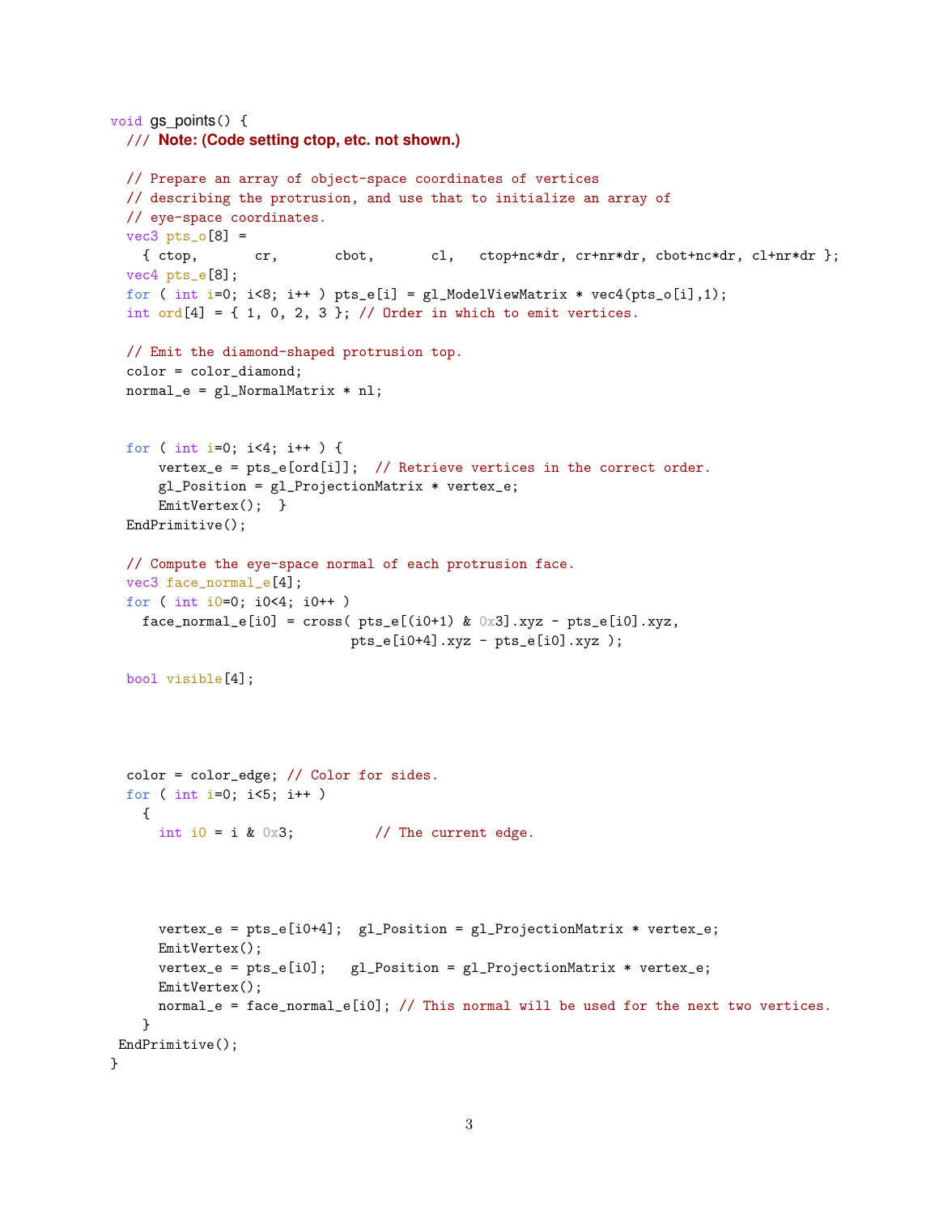```
void gs_points() {
  /// Note: (Code setting ctop, etc. not shown.)

  // Prepare an array of object-space coordinates of vertices
  // describing the protrusion, and use that to initialize an array of
  // eye-space coordinates.
  vec3 pts_o[8] =
    { ctop,       cr,       cbot,       cl,   ctop+nc*dr, cr+nr*dr, cbot+nc*dr, cl+nr*dr };
  vec4 pts_e[8];
  for ( int i=0; i<8; i++ ) pts_e[i] = gl_ModelViewMatrix * vec4(pts_o[i],1);
  int ord[4] = { 1, 0, 2, 3 }; // Order in which to emit vertices.

  // Emit the diamond-shaped protrusion top.
  color = color_diamond;
  normal_e = gl_NormalMatrix * nl;


  for ( int i=0; i<4; i++ ) {
      vertex_e = pts_e[ord[i]];  // Retrieve vertices in the correct order.
      gl_Position = gl_ProjectionMatrix * vertex_e;
      EmitVertex();  }
  EndPrimitive();

  // Compute the eye-space normal of each protrusion face.
  vec3 face_normal_e[4];
  for ( int i0=0; i0<4; i0++ )
    face_normal_e[i0] = cross( pts_e[(i0+1) & 0x3].xyz - pts_e[i0].xyz,
                               pts_e[i0+4].xyz - pts_e[i0].xyz );

  bool visible[4];




  color = color_edge; // Color for sides.
  for ( int i=0; i<5; i++ )
    {
      int i0 = i & 0x3;          // The current edge.




      vertex_e = pts_e[i0+4];  gl_Position = gl_ProjectionMatrix * vertex_e;
      EmitVertex();
      vertex_e = pts_e[i0];   gl_Position = gl_ProjectionMatrix * vertex_e;
      EmitVertex();
      normal_e = face_normal_e[i0]; // This normal will be used for the next two vertices.
    }
 EndPrimitive();
}
```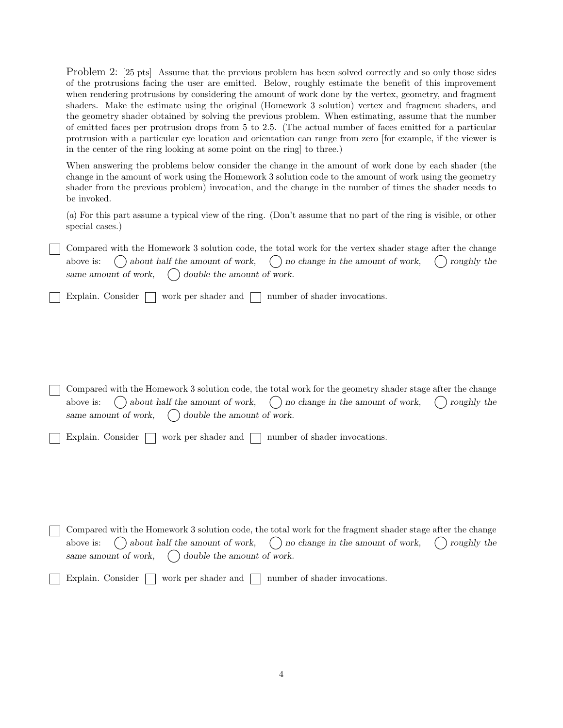Problem 2: [25 pts] Assume that the previous problem has been solved correctly and so only those sides of the protrusions facing the user are emitted. Below, roughly estimate the benefit of this improvement when rendering protrusions by considering the amount of work done by the vertex, geometry, and fragment shaders. Make the estimate using the original (Homework 3 solution) vertex and fragment shaders, and the geometry shader obtained by solving the previous problem. When estimating, assume that the number of emitted faces per protrusion drops from 5 to 2.5. (The actual number of faces emitted for a particular protrusion with a particular eye location and orientation can range from zero [for example, if the viewer is in the center of the ring looking at some point on the ring] to three.)

When answering the problems below consider the change in the amount of work done by each shader (the change in the amount of work using the Homework 3 solution code to the amount of work using the geometry shader from the previous problem) invocation, and the change in the number of times the shader needs to be invoked.

(*a*) For this part assume a typical view of the ring. (Don't assume that no part of the ring is visible, or other special cases.)

☐ Compared with the Homework 3 solution code, the total work for the vertex shader stage after the change above is: ◯ *about half the amount of work,* ◯ *no change in the amount of work,* ◯ *roughly the same amount of work,* ◯ *double the amount of work.*

☐ Explain. Consider ☐ work per shader and ☐ number of shader invocations.

☐ Compared with the Homework 3 solution code, the total work for the geometry shader stage after the change above is: ◯ *about half the amount of work,* ◯ *no change in the amount of work,* ◯ *roughly the same amount of work,* ◯ *double the amount of work.*

☐ Explain. Consider ☐ work per shader and ☐ number of shader invocations.

☐ Compared with the Homework 3 solution code, the total work for the fragment shader stage after the change above is: ◯ *about half the amount of work,* ◯ *no change in the amount of work,* ◯ *roughly the same amount of work,* ◯ *double the amount of work.*

☐ Explain. Consider ☐ work per shader and ☐ number of shader invocations.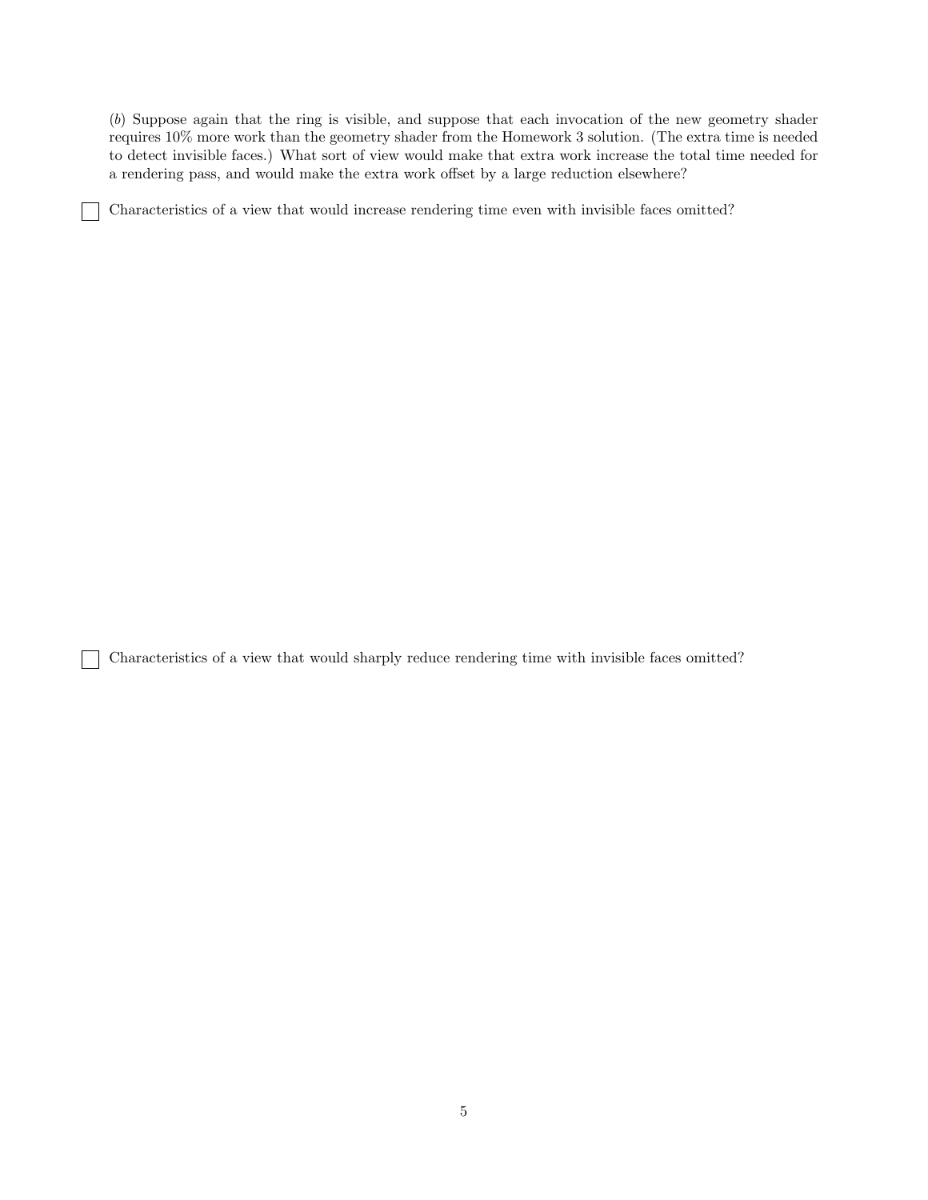(*b*) Suppose again that the ring is visible, and suppose that each invocation of the new geometry shader requires 10% more work than the geometry shader from the Homework 3 solution. (The extra time is needed to detect invisible faces.) What sort of view would make that extra work increase the total time needed for a rendering pass, and would make the extra work offset by a large reduction elsewhere?

☐ Characteristics of a view that would increase rendering time even with invisible faces omitted?

☐ Characteristics of a view that would sharply reduce rendering time with invisible faces omitted?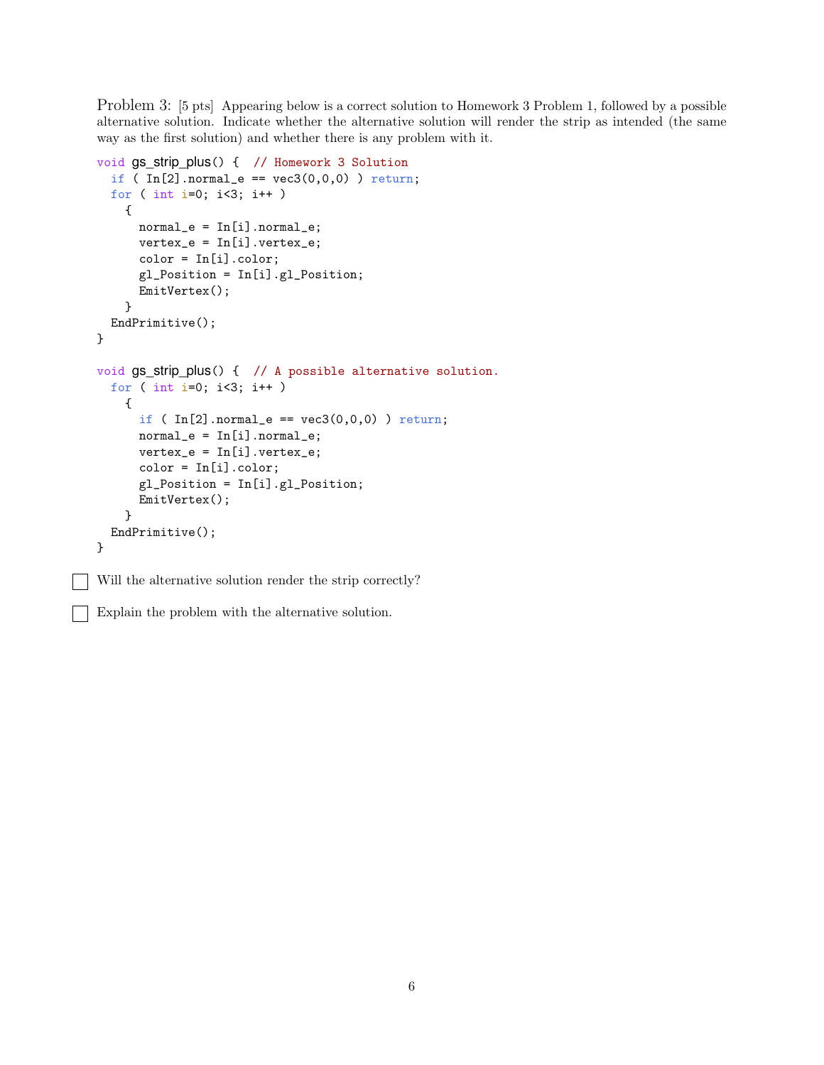Problem 3: [5 pts] Appearing below is a correct solution to Homework 3 Problem 1, followed by a possible alternative solution. Indicate whether the alternative solution will render the strip as intended (the same way as the first solution) and whether there is any problem with it.

```
void gs_strip_plus() {  // Homework 3 Solution
  if ( In[2].normal_e == vec3(0,0,0) ) return;
  for ( int i=0; i<3; i++ )
    {
      normal_e = In[i].normal_e;
      vertex_e = In[i].vertex_e;
      color = In[i].color;
      gl_Position = In[i].gl_Position;
      EmitVertex();
    }
  EndPrimitive();
}

void gs_strip_plus() {  // A possible alternative solution.
  for ( int i=0; i<3; i++ )
    {
      if ( In[2].normal_e == vec3(0,0,0) ) return;
      normal_e = In[i].normal_e;
      vertex_e = In[i].vertex_e;
      color = In[i].color;
      gl_Position = In[i].gl_Position;
      EmitVertex();
    }
  EndPrimitive();
}
```

☐ Will the alternative solution render the strip correctly?

☐ Explain the problem with the alternative solution.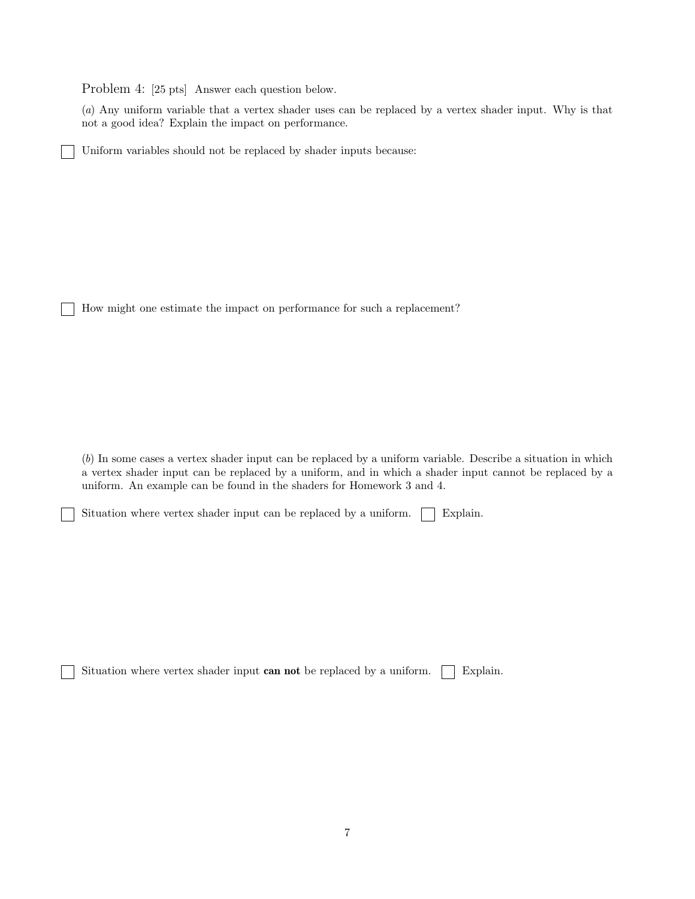Problem 4: [25 pts] Answer each question below.

(*a*) Any uniform variable that a vertex shader uses can be replaced by a vertex shader input. Why is that not a good idea? Explain the impact on performance.

☐ Uniform variables should not be replaced by shader inputs because:

☐ How might one estimate the impact on performance for such a replacement?

(*b*) In some cases a vertex shader input can be replaced by a uniform variable. Describe a situation in which a vertex shader input can be replaced by a uniform, and in which a shader input cannot be replaced by a uniform. An example can be found in the shaders for Homework 3 and 4.

☐ Situation where vertex shader input can be replaced by a uniform. ☐ Explain.

☐ Situation where vertex shader input **can not** be replaced by a uniform. ☐ Explain.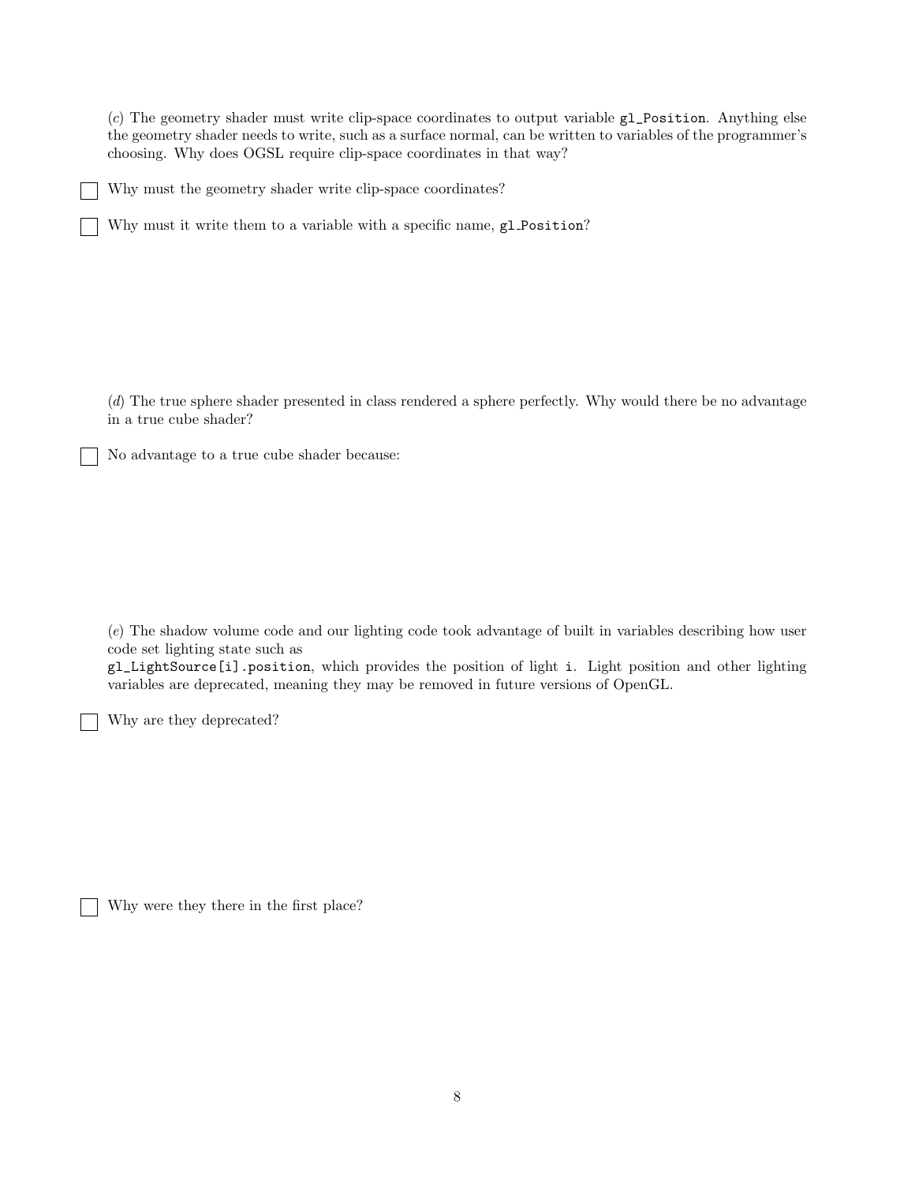(*c*) The geometry shader must write clip-space coordinates to output variable `gl_Position`. Anything else the geometry shader needs to write, such as a surface normal, can be written to variables of the programmer's choosing. Why does OGSL require clip-space coordinates in that way?

☐ Why must the geometry shader write clip-space coordinates?

☐ Why must it write them to a variable with a specific name, `gl_Position`?

(*d*) The true sphere shader presented in class rendered a sphere perfectly. Why would there be no advantage in a true cube shader?

☐ No advantage to a true cube shader because:

(*e*) The shadow volume code and our lighting code took advantage of built in variables describing how user code set lighting state such as
`gl_LightSource[i].position`, which provides the position of light `i`. Light position and other lighting variables are deprecated, meaning they may be removed in future versions of OpenGL.

☐ Why are they deprecated?

☐ Why were they there in the first place?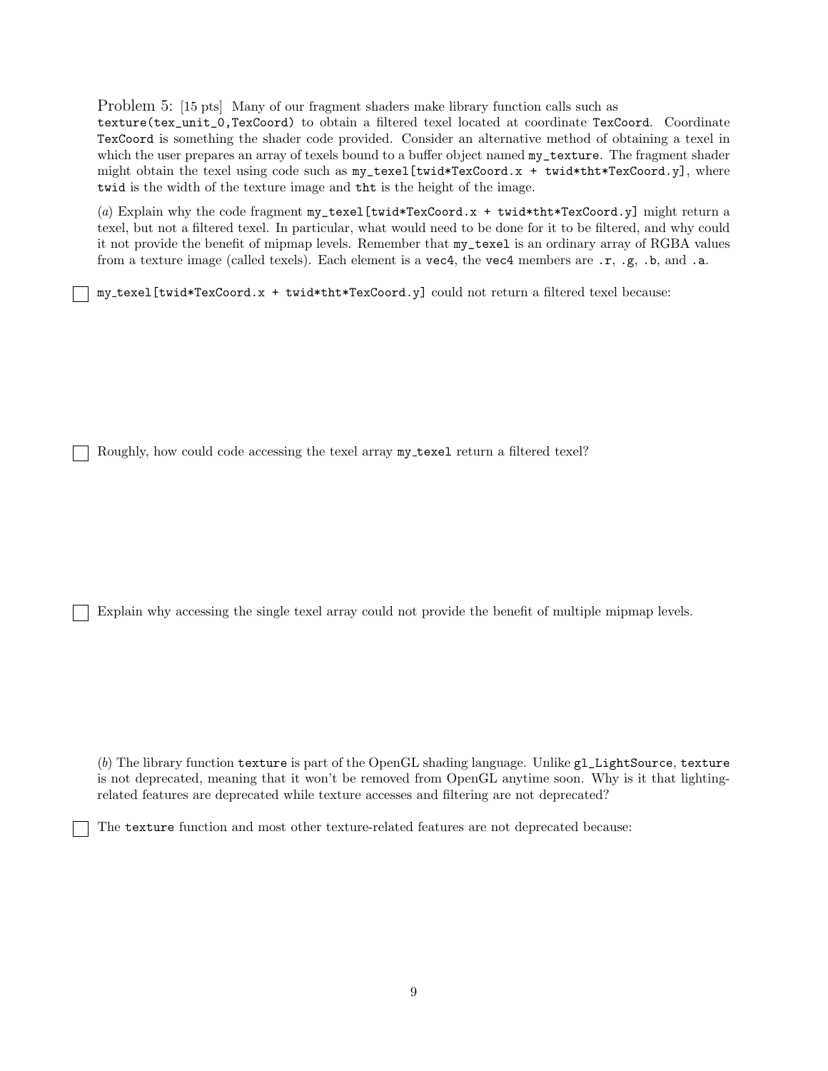Problem 5: [15 pts] Many of our fragment shaders make library function calls such as `texture(tex_unit_0,TexCoord)` to obtain a filtered texel located at coordinate `TexCoord`. Coordinate `TexCoord` is something the shader code provided. Consider an alternative method of obtaining a texel in which the user prepares an array of texels bound to a buffer object named `my_texture`. The fragment shader might obtain the texel using code such as `my_texel[twid*TexCoord.x + twid*tht*TexCoord.y]`, where `twid` is the width of the texture image and `tht` is the height of the image.

(*a*) Explain why the code fragment `my_texel[twid*TexCoord.x + twid*tht*TexCoord.y]` might return a texel, but not a filtered texel. In particular, what would need to be done for it to be filtered, and why could it not provide the benefit of mipmap levels. Remember that `my_texel` is an ordinary array of RGBA values from a texture image (called texels). Each element is a `vec4`, the `vec4` members are `.r`, `.g`, `.b`, and `.a`.

☐ `my_texel[twid*TexCoord.x + twid*tht*TexCoord.y]` could not return a filtered texel because:

☐ Roughly, how could code accessing the texel array `my_texel` return a filtered texel?

☐ Explain why accessing the single texel array could not provide the benefit of multiple mipmap levels.

(*b*) The library function `texture` is part of the OpenGL shading language. Unlike `gl_LightSource`, `texture` is not deprecated, meaning that it won't be removed from OpenGL anytime soon. Why is it that lighting-related features are deprecated while texture accesses and filtering are not deprecated?

☐ The `texture` function and most other texture-related features are not deprecated because: